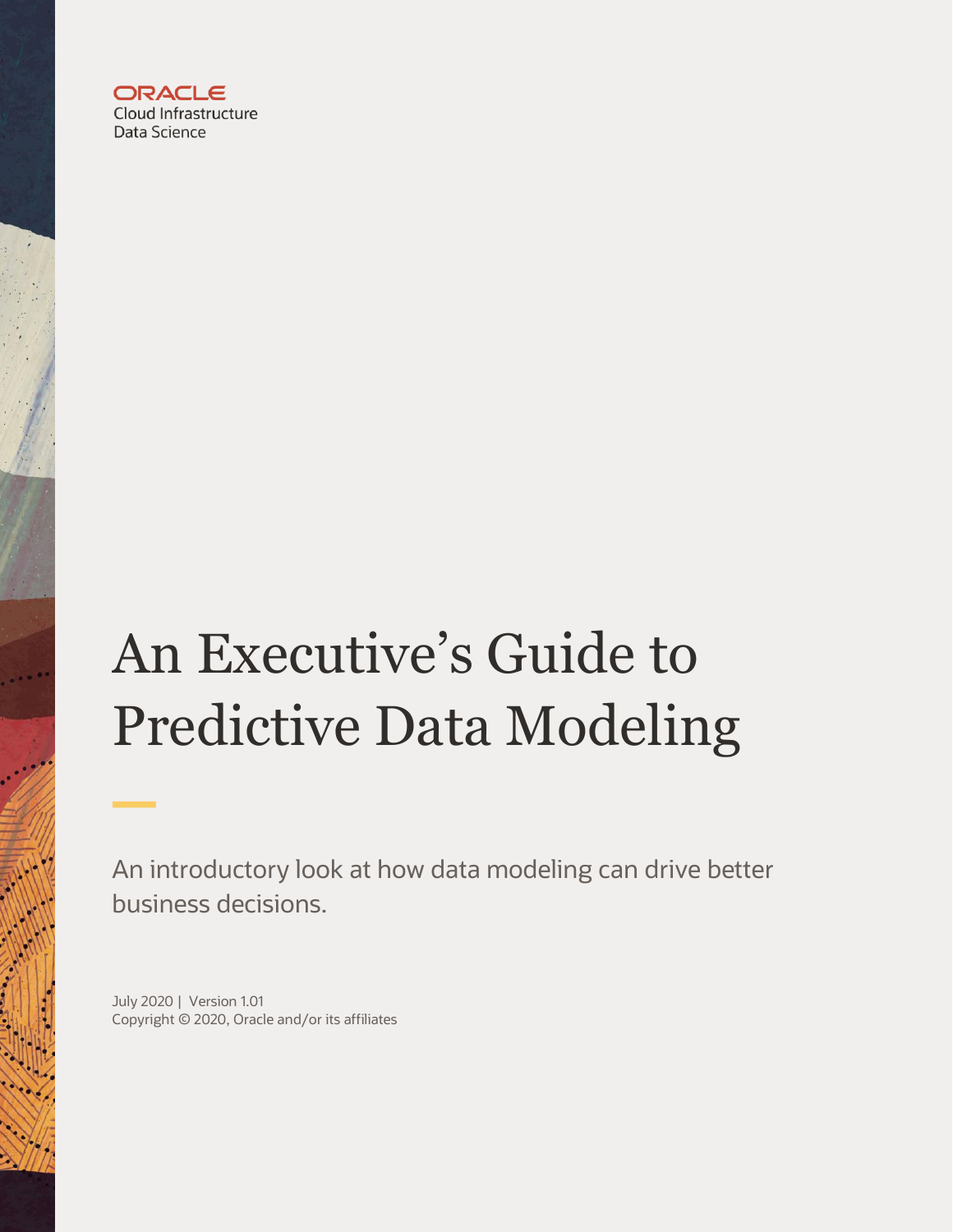ORACLE
Cloud Infrastructure
Data Science

# An Executive's Guide to Predictive Data Modeling

An introductory look at how data modeling can drive better business decisions.

July 2020 | Version 1.01
Copyright © 2020, Oracle and/or its affiliates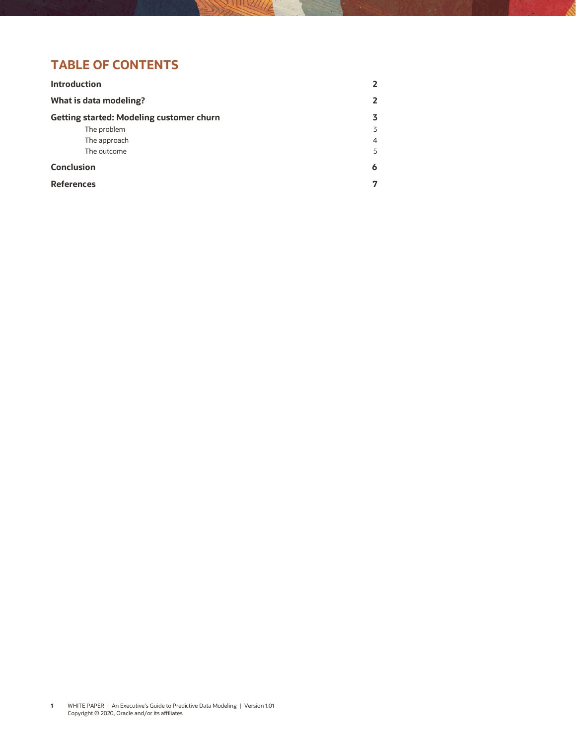# TABLE OF CONTENTS

| | |
|---|---|
| **Introduction** | **2** |
| **What is data modeling?** | **2** |
| **Getting started: Modeling customer churn** | **3** |
| The problem | 3 |
| The approach | 4 |
| The outcome | 5 |
| **Conclusion** | **6** |
| **References** | **7** |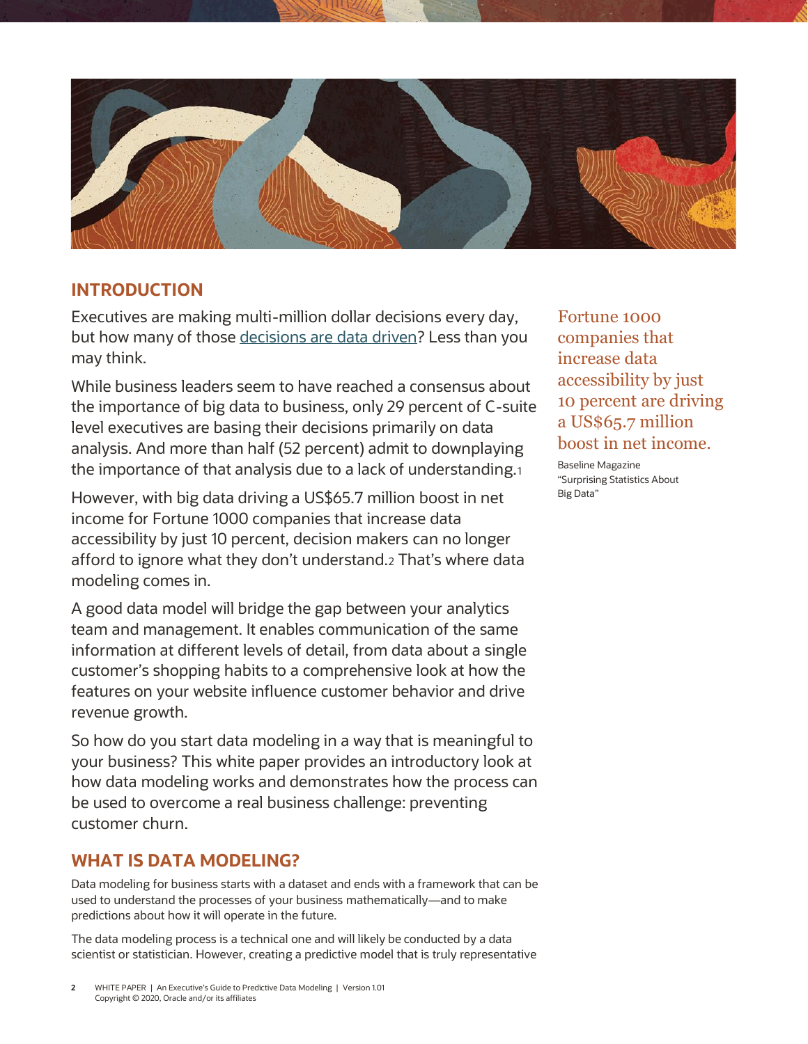## INTRODUCTION

Executives are making multi-million dollar decisions every day, but how many of those decisions are data driven? Less than you may think.

While business leaders seem to have reached a consensus about the importance of big data to business, only 29 percent of C-suite level executives are basing their decisions primarily on data analysis. And more than half (52 percent) admit to downplaying the importance of that analysis due to a lack of understanding.[1]

However, with big data driving a US$65.7 million boost in net income for Fortune 1000 companies that increase data accessibility by just 10 percent, decision makers can no longer afford to ignore what they don't understand.[2] That's where data modeling comes in.

A good data model will bridge the gap between your analytics team and management. It enables communication of the same information at different levels of detail, from data about a single customer's shopping habits to a comprehensive look at how the features on your website influence customer behavior and drive revenue growth.

So how do you start data modeling in a way that is meaningful to your business? This white paper provides an introductory look at how data modeling works and demonstrates how the process can be used to overcome a real business challenge: preventing customer churn.

> Fortune 1000 companies that increase data accessibility by just 10 percent are driving a US$65.7 million boost in net income.
>
> Baseline Magazine "Surprising Statistics About Big Data"

## WHAT IS DATA MODELING?

Data modeling for business starts with a dataset and ends with a framework that can be used to understand the processes of your business mathematically—and to make predictions about how it will operate in the future.

The data modeling process is a technical one and will likely be conducted by a data scientist or statistician. However, creating a predictive model that is truly representative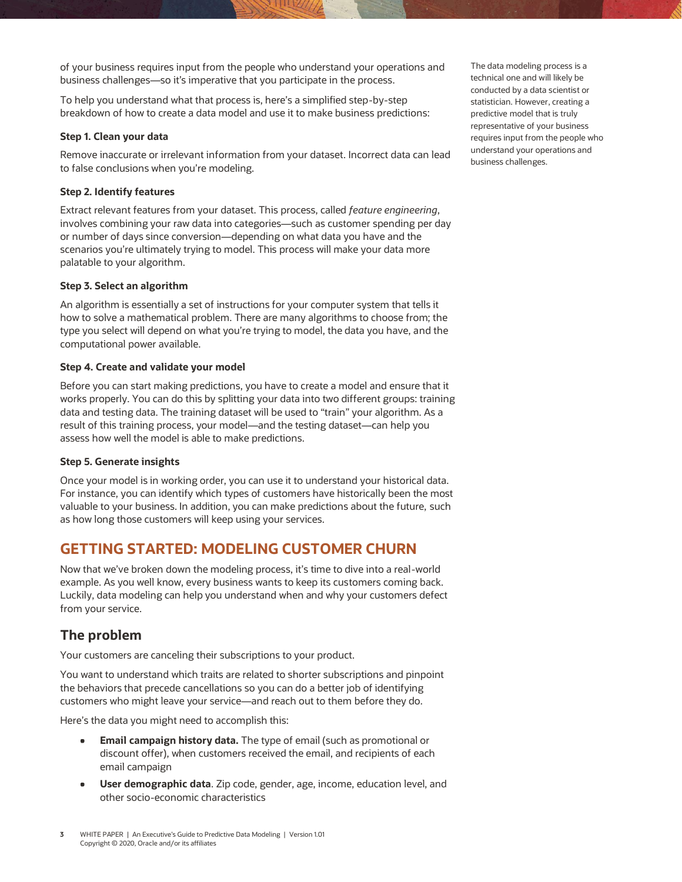of your business requires input from the people who understand your operations and business challenges—so it's imperative that you participate in the process.

To help you understand what that process is, here's a simplified step-by-step breakdown of how to create a data model and use it to make business predictions:

The data modeling process is a technical one and will likely be conducted by a data scientist or statistician. However, creating a predictive model that is truly representative of your business requires input from the people who understand your operations and business challenges.

**Step 1. Clean your data**

Remove inaccurate or irrelevant information from your dataset. Incorrect data can lead to false conclusions when you're modeling.

**Step 2. Identify features**

Extract relevant features from your dataset. This process, called *feature engineering*, involves combining your raw data into categories—such as customer spending per day or number of days since conversion—depending on what data you have and the scenarios you're ultimately trying to model. This process will make your data more palatable to your algorithm.

**Step 3. Select an algorithm**

An algorithm is essentially a set of instructions for your computer system that tells it how to solve a mathematical problem. There are many algorithms to choose from; the type you select will depend on what you're trying to model, the data you have, and the computational power available.

**Step 4. Create and validate your model**

Before you can start making predictions, you have to create a model and ensure that it works properly. You can do this by splitting your data into two different groups: training data and testing data. The training dataset will be used to "train" your algorithm. As a result of this training process, your model—and the testing dataset—can help you assess how well the model is able to make predictions.

**Step 5. Generate insights**

Once your model is in working order, you can use it to understand your historical data. For instance, you can identify which types of customers have historically been the most valuable to your business. In addition, you can make predictions about the future, such as how long those customers will keep using your services.

## GETTING STARTED: MODELING CUSTOMER CHURN

Now that we've broken down the modeling process, it's time to dive into a real-world example. As you well know, every business wants to keep its customers coming back. Luckily, data modeling can help you understand when and why your customers defect from your service.

### The problem

Your customers are canceling their subscriptions to your product.

You want to understand which traits are related to shorter subscriptions and pinpoint the behaviors that precede cancellations so you can do a better job of identifying customers who might leave your service—and reach out to them before they do.

Here's the data you might need to accomplish this:

- **Email campaign history data.** The type of email (such as promotional or discount offer), when customers received the email, and recipients of each email campaign
- **User demographic data**. Zip code, gender, age, income, education level, and other socio-economic characteristics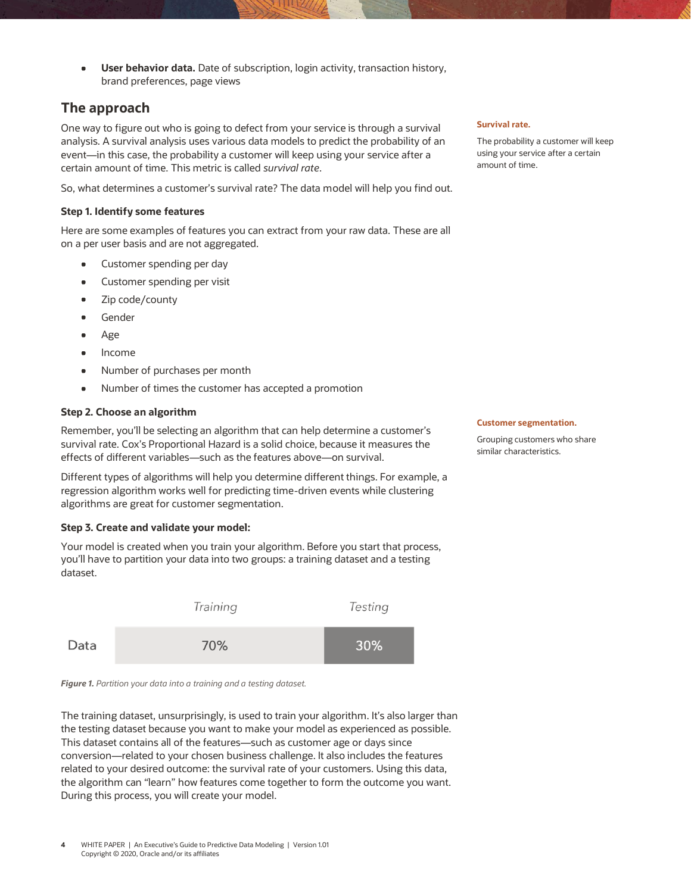- **User behavior data.** Date of subscription, login activity, transaction history, brand preferences, page views

## The approach

One way to figure out who is going to defect from your service is through a survival analysis. A survival analysis uses various data models to predict the probability of an event—in this case, the probability a customer will keep using your service after a certain amount of time. This metric is called *survival rate*.

**Survival rate.**

The probability a customer will keep using your service after a certain amount of time.

So, what determines a customer's survival rate? The data model will help you find out.

### Step 1. Identify some features

Here are some examples of features you can extract from your raw data. These are all on a per user basis and are not aggregated.

- Customer spending per day
- Customer spending per visit
- Zip code/county
- Gender
- Age
- Income
- Number of purchases per month
- Number of times the customer has accepted a promotion

### Step 2. Choose an algorithm

Remember, you'll be selecting an algorithm that can help determine a customer's survival rate. Cox's Proportional Hazard is a solid choice, because it measures the effects of different variables—such as the features above—on survival.

Different types of algorithms will help you determine different things. For example, a regression algorithm works well for predicting time-driven events while clustering algorithms are great for customer segmentation.

**Customer segmentation.**

Grouping customers who share similar characteristics.

### Step 3. Create and validate your model:

Your model is created when you train your algorithm. Before you start that process, you'll have to partition your data into two groups: a training dataset and a testing dataset.

| | Training | Testing |
|---|---|---|
| Data | 70% | 30% |

***Figure 1.*** *Partition your data into a training and a testing dataset.*

The training dataset, unsurprisingly, is used to train your algorithm. It's also larger than the testing dataset because you want to make your model as experienced as possible. This dataset contains all of the features—such as customer age or days since conversion—related to your chosen business challenge. It also includes the features related to your desired outcome: the survival rate of your customers. Using this data, the algorithm can "learn" how features come together to form the outcome you want. During this process, you will create your model.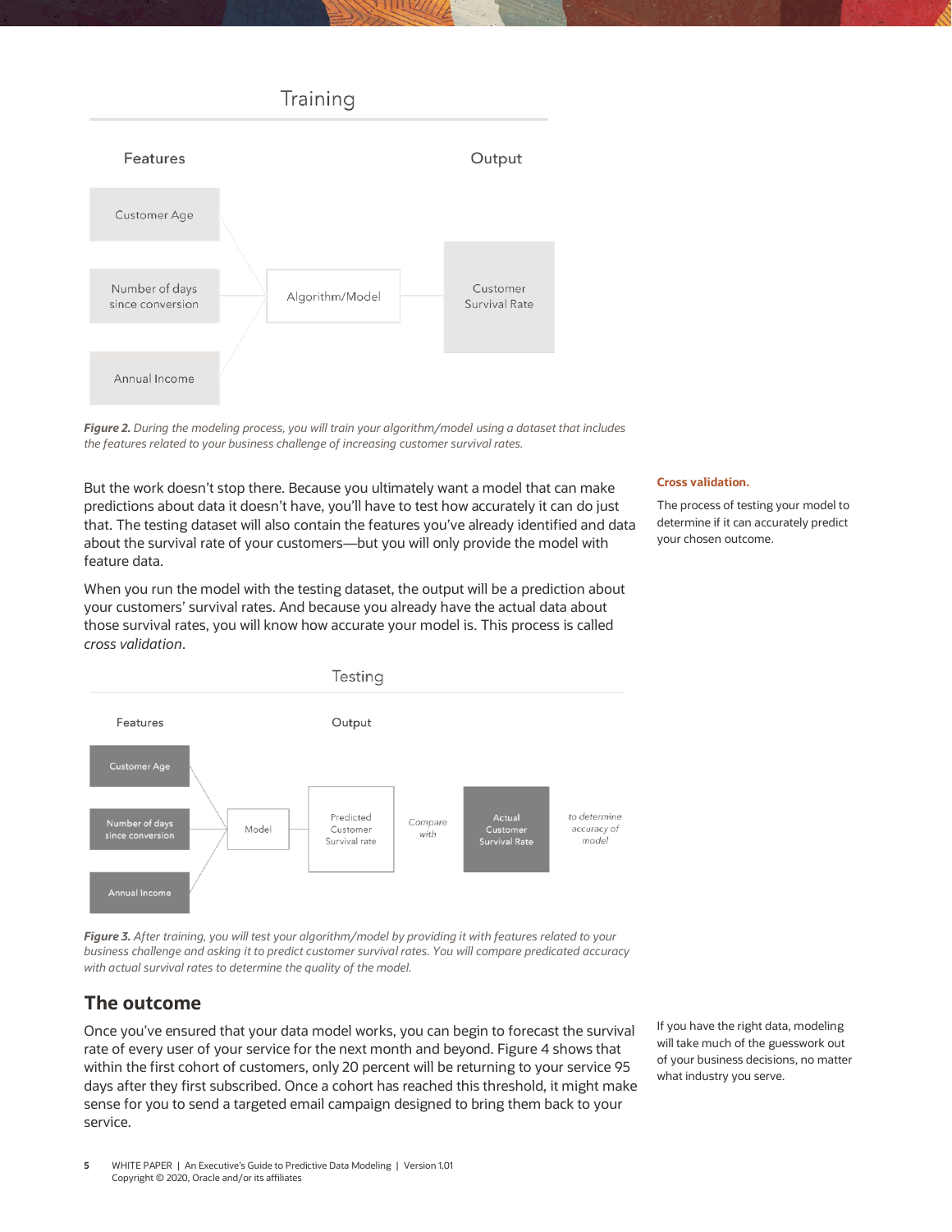Training

Features

Output

Customer Age

Number of days since conversion

Annual Income

Algorithm/Model

Customer Survival Rate

***Figure 2.*** *During the modeling process, you will train your algorithm/model using a dataset that includes the features related to your business challenge of increasing customer survival rates.*

But the work doesn't stop there. Because you ultimately want a model that can make predictions about data it doesn't have, you'll have to test how accurately it can do just that. The testing dataset will also contain the features you've already identified and data about the survival rate of your customers—but you will only provide the model with feature data.

When you run the model with the testing dataset, the output will be a prediction about your customers' survival rates. And because you already have the actual data about those survival rates, you will know how accurate your model is. This process is called *cross validation*.

**Cross validation.**

The process of testing your model to determine if it can accurately predict your chosen outcome.

Testing

Features

Output

Customer Age

Number of days since conversion

Annual Income

Model

Predicted Customer Survival rate

*Compare with*

Actual Customer Survival Rate

*to determine accuracy of model*

***Figure 3.*** *After training, you will test your algorithm/model by providing it with features related to your business challenge and asking it to predict customer survival rates. You will compare predicated accuracy with actual survival rates to determine the quality of the model.*

## The outcome

Once you've ensured that your data model works, you can begin to forecast the survival rate of every user of your service for the next month and beyond. Figure 4 shows that within the first cohort of customers, only 20 percent will be returning to your service 95 days after they first subscribed. Once a cohort has reached this threshold, it might make sense for you to send a targeted email campaign designed to bring them back to your service.

If you have the right data, modeling will take much of the guesswork out of your business decisions, no matter what industry you serve.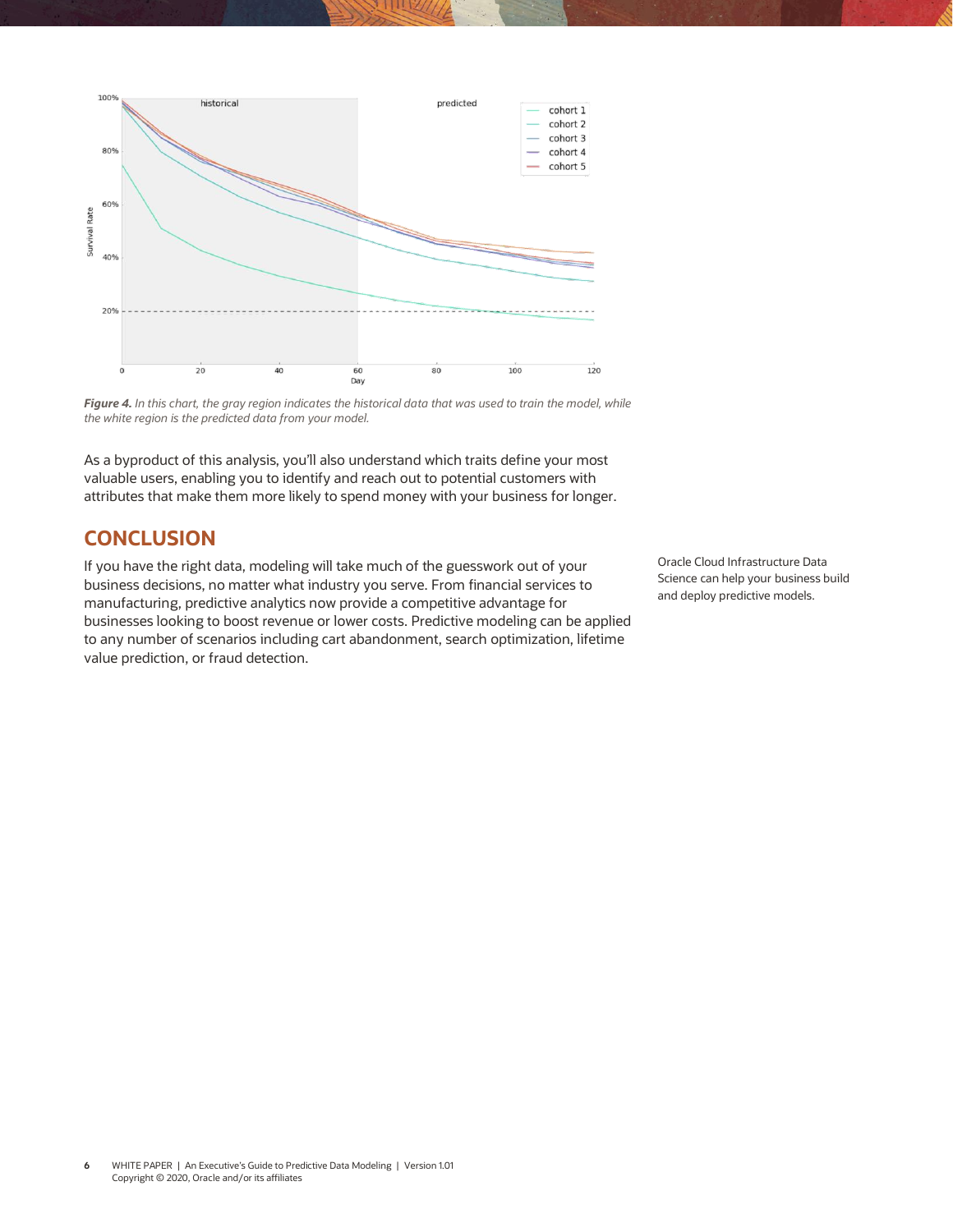***Figure 4.*** *In this chart, the gray region indicates the historical data that was used to train the model, while the white region is the predicted data from your model.*

As a byproduct of this analysis, you'll also understand which traits define your most valuable users, enabling you to identify and reach out to potential customers with attributes that make them more likely to spend money with your business for longer.

## CONCLUSION

If you have the right data, modeling will take much of the guesswork out of your business decisions, no matter what industry you serve. From financial services to manufacturing, predictive analytics now provide a competitive advantage for businesses looking to boost revenue or lower costs. Predictive modeling can be applied to any number of scenarios including cart abandonment, search optimization, lifetime value prediction, or fraud detection.

Oracle Cloud Infrastructure Data Science can help your business build and deploy predictive models.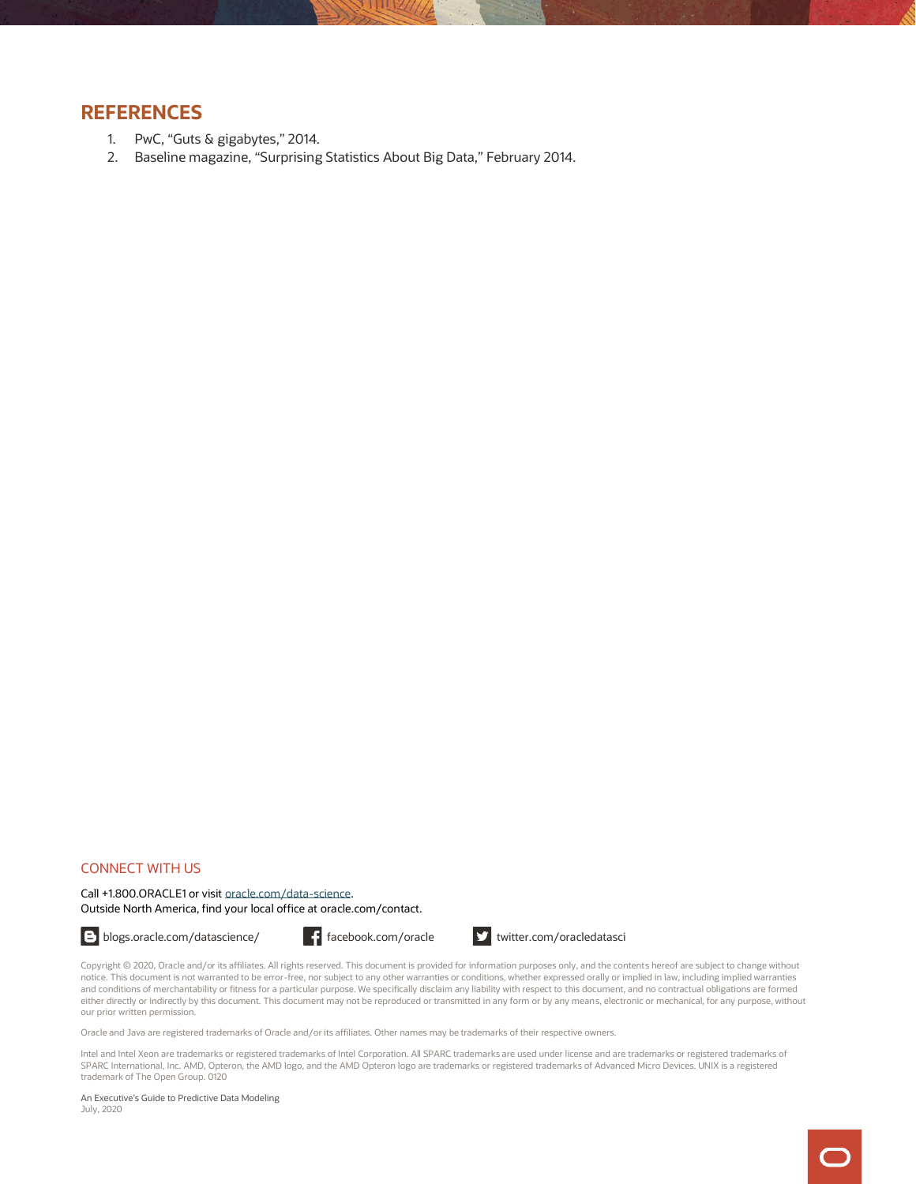## REFERENCES

1. PwC, "Guts & gigabytes," 2014.
2. Baseline magazine, "Surprising Statistics About Big Data," February 2014.

### CONNECT WITH US

Call +1.800.ORACLE1 or visit oracle.com/data-science.
Outside North America, find your local office at oracle.com/contact.

blogs.oracle.com/datascience/ facebook.com/oracle twitter.com/oracledatasci

Copyright © 2020, Oracle and/or its affiliates. All rights reserved. This document is provided for information purposes only, and the contents hereof are subject to change without notice. This document is not warranted to be error-free, nor subject to any other warranties or conditions, whether expressed orally or implied in law, including implied warranties and conditions of merchantability or fitness for a particular purpose. We specifically disclaim any liability with respect to this document, and no contractual obligations are formed either directly or indirectly by this document. This document may not be reproduced or transmitted in any form or by any means, electronic or mechanical, for any purpose, without our prior written permission.

Oracle and Java are registered trademarks of Oracle and/or its affiliates. Other names may be trademarks of their respective owners.

Intel and Intel Xeon are trademarks or registered trademarks of Intel Corporation. All SPARC trademarks are used under license and are trademarks or registered trademarks of SPARC International, Inc. AMD, Opteron, the AMD logo, and the AMD Opteron logo are trademarks or registered trademarks of Advanced Micro Devices. UNIX is a registered trademark of The Open Group. 0120

An Executive's Guide to Predictive Data Modeling
July, 2020